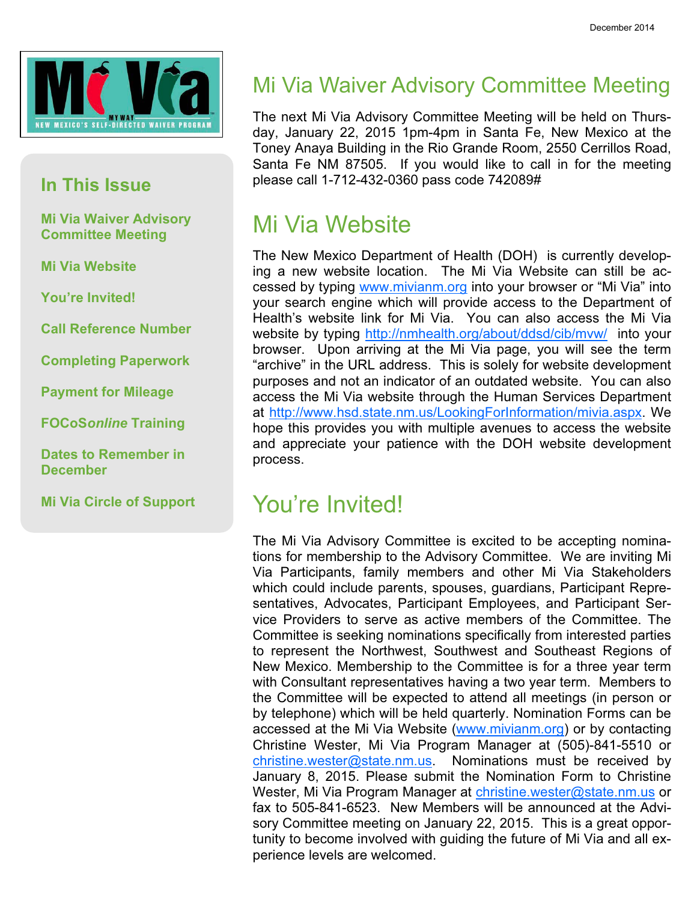December 2014

Mi Via
MY WAY
NEW MEXICO'S SELF-DIRECTED WAIVER PROGRAM

## In This Issue

- Mi Via Waiver Advisory Committee Meeting
- Mi Via Website
- You're Invited!
- Call Reference Number
- Completing Paperwork
- Payment for Mileage
- FOCoS*online* Training
- Dates to Remember in December
- Mi Via Circle of Support

# Mi Via Waiver Advisory Committee Meeting

The next Mi Via Advisory Committee Meeting will be held on Thursday, January 22, 2015 1pm-4pm in Santa Fe, New Mexico at the Toney Anaya Building in the Rio Grande Room, 2550 Cerrillos Road, Santa Fe NM 87505. If you would like to call in for the meeting please call 1-712-432-0360 pass code 742089#

# Mi Via Website

The New Mexico Department of Health (DOH) is currently developing a new website location. The Mi Via Website can still be accessed by typing www.mivianm.org into your browser or "Mi Via" into your search engine which will provide access to the Department of Health's website link for Mi Via. You can also access the Mi Via website by typing http://nmhealth.org/about/ddsd/cib/mvw/ into your browser. Upon arriving at the Mi Via page, you will see the term "archive" in the URL address. This is solely for website development purposes and not an indicator of an outdated website. You can also access the Mi Via website through the Human Services Department at http://www.hsd.state.nm.us/LookingForInformation/mivia.aspx. We hope this provides you with multiple avenues to access the website and appreciate your patience with the DOH website development process.

# You're Invited!

The Mi Via Advisory Committee is excited to be accepting nominations for membership to the Advisory Committee. We are inviting Mi Via Participants, family members and other Mi Via Stakeholders which could include parents, spouses, guardians, Participant Representatives, Advocates, Participant Employees, and Participant Service Providers to serve as active members of the Committee. The Committee is seeking nominations specifically from interested parties to represent the Northwest, Southwest and Southeast Regions of New Mexico. Membership to the Committee is for a three year term with Consultant representatives having a two year term. Members to the Committee will be expected to attend all meetings (in person or by telephone) which will be held quarterly. Nomination Forms can be accessed at the Mi Via Website (www.mivianm.org) or by contacting Christine Wester, Mi Via Program Manager at (505)-841-5510 or christine.wester@state.nm.us. Nominations must be received by January 8, 2015. Please submit the Nomination Form to Christine Wester, Mi Via Program Manager at christine.wester@state.nm.us or fax to 505-841-6523. New Members will be announced at the Advisory Committee meeting on January 22, 2015. This is a great opportunity to become involved with guiding the future of Mi Via and all experience levels are welcomed.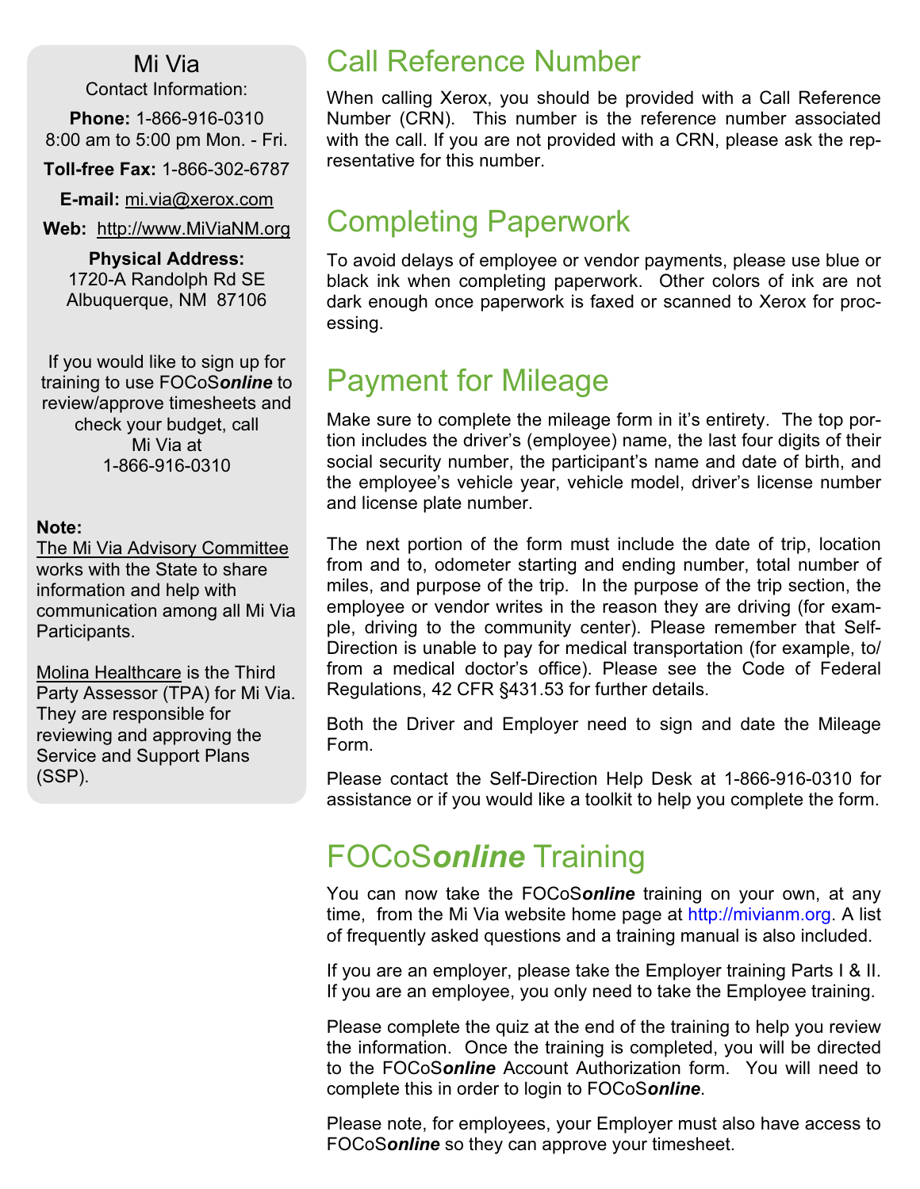## Mi Via

Contact Information:

**Phone:** 1-866-916-0310
8:00 am to 5:00 pm Mon. - Fri.

**Toll-free Fax:** 1-866-302-6787

**E-mail:** mi.via@xerox.com

**Web:** http://www.MiViaNM.org

**Physical Address:**
1720-A Randolph Rd SE
Albuquerque, NM 87106

If you would like to sign up for training to use FOCoS***online*** to review/approve timesheets and check your budget, call Mi Via at 1-866-916-0310

**Note:**
The Mi Via Advisory Committee works with the State to share information and help with communication among all Mi Via Participants.

Molina Healthcare is the Third Party Assessor (TPA) for Mi Via. They are responsible for reviewing and approving the Service and Support Plans (SSP).

# Call Reference Number

When calling Xerox, you should be provided with a Call Reference Number (CRN). This number is the reference number associated with the call. If you are not provided with a CRN, please ask the representative for this number.

# Completing Paperwork

To avoid delays of employee or vendor payments, please use blue or black ink when completing paperwork. Other colors of ink are not dark enough once paperwork is faxed or scanned to Xerox for processing.

# Payment for Mileage

Make sure to complete the mileage form in it's entirety. The top portion includes the driver's (employee) name, the last four digits of their social security number, the participant's name and date of birth, and the employee's vehicle year, vehicle model, driver's license number and license plate number.

The next portion of the form must include the date of trip, location from and to, odometer starting and ending number, total number of miles, and purpose of the trip. In the purpose of the trip section, the employee or vendor writes in the reason they are driving (for example, driving to the community center). Please remember that Self-Direction is unable to pay for medical transportation (for example, to/from a medical doctor's office). Please see the Code of Federal Regulations, 42 CFR §431.53 for further details.

Both the Driver and Employer need to sign and date the Mileage Form.

Please contact the Self-Direction Help Desk at 1-866-916-0310 for assistance or if you would like a toolkit to help you complete the form.

# FOCoS***online*** Training

You can now take the FOCoS***online*** training on your own, at any time, from the Mi Via website home page at http://mivianm.org. A list of frequently asked questions and a training manual is also included.

If you are an employer, please take the Employer training Parts I & II. If you are an employee, you only need to take the Employee training.

Please complete the quiz at the end of the training to help you review the information. Once the training is completed, you will be directed to the FOCoS***online*** Account Authorization form. You will need to complete this in order to login to FOCoS***online***.

Please note, for employees, your Employer must also have access to FOCoS***online*** so they can approve your timesheet.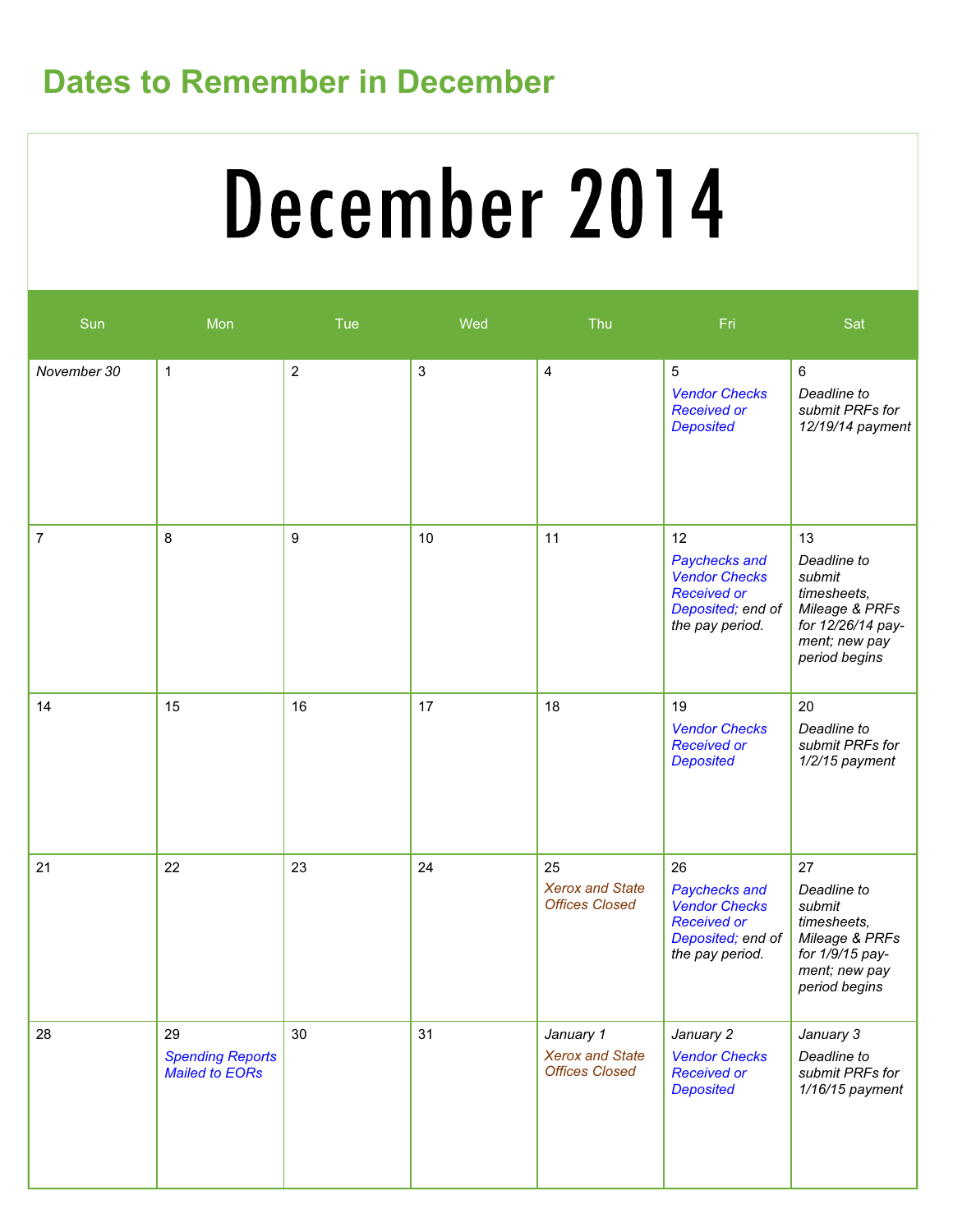## Dates to Remember in December

# December 2014

| Sun | Mon | Tue | Wed | Thu | Fri | Sat |
|---|---|---|---|---|---|---|
| *November 30* | 1 | 2 | 3 | 4 | 5 *Vendor Checks Received or Deposited* | 6 *Deadline to submit PRFs for 12/19/14 payment* |
| 7 | 8 | 9 | 10 | 11 | 12 *Paychecks and Vendor Checks Received or Deposited; end of the pay period.* | 13 *Deadline to submit timesheets, Mileage & PRFs for 12/26/14 payment; new pay period begins* |
| 14 | 15 | 16 | 17 | 18 | 19 *Vendor Checks Received or Deposited* | 20 *Deadline to submit PRFs for 1/2/15 payment* |
| 21 | 22 | 23 | 24 | 25 *Xerox and State Offices Closed* | 26 *Paychecks and Vendor Checks Received or Deposited; end of the pay period.* | 27 *Deadline to submit timesheets, Mileage & PRFs for 1/9/15 payment; new pay period begins* |
| 28 | 29 *Spending Reports Mailed to EORs* | 30 | 31 | *January 1* *Xerox and State Offices Closed* | *January 2* *Vendor Checks Received or Deposited* | *January 3* *Deadline to submit PRFs for 1/16/15 payment* |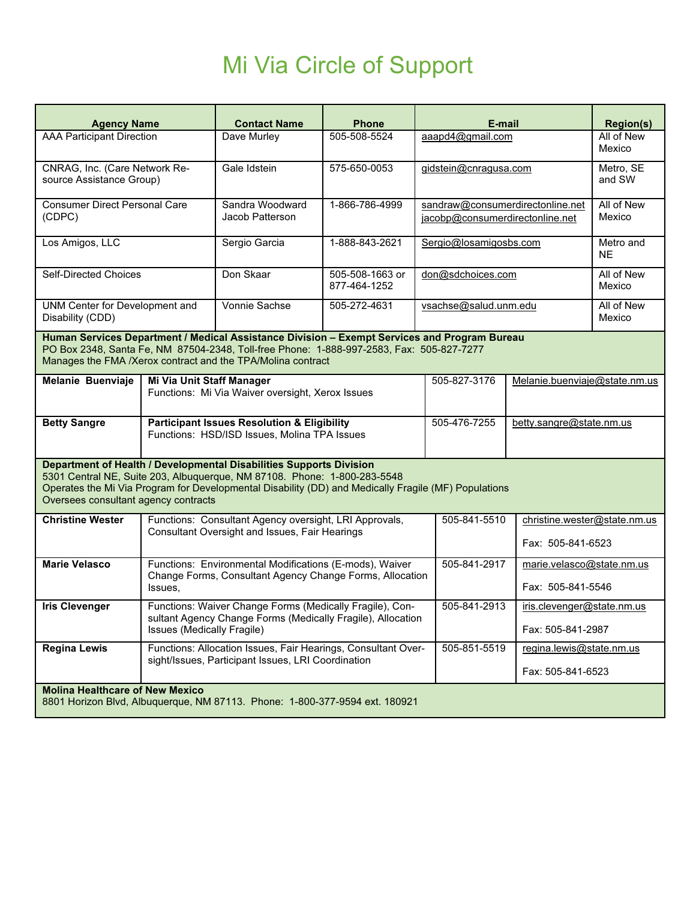# Mi Via Circle of Support

| Agency Name | Contact Name | Phone | E-mail | Region(s) |
|---|---|---|---|---|
| AAA Participant Direction | Dave Murley | 505-508-5524 | aaapd4@gmail.com | All of New Mexico |
| CNRAG, Inc. (Care Network Resource Assistance Group) | Gale Idstein | 575-650-0053 | gidstein@cnragusa.com | Metro, SE and SW |
| Consumer Direct Personal Care (CDPC) | Sandra Woodward<br>Jacob Patterson | 1-866-786-4999 | sandraw@consumerdirectonline.net<br>jacobp@consumerdirectonline.net | All of New Mexico |
| Los Amigos, LLC | Sergio Garcia | 1-888-843-2621 | Sergio@losamigosbs.com | Metro and NE |
| Self-Directed Choices | Don Skaar | 505-508-1663 or 877-464-1252 | don@sdchoices.com | All of New Mexico |
| UNM Center for Development and Disability (CDD) | Vonnie Sachse | 505-272-4631 | vsachse@salud.unm.edu | All of New Mexico |

**Human Services Department / Medical Assistance Division – Exempt Services and Program Bureau**
PO Box 2348, Santa Fe, NM 87504-2348, Toll-free Phone: 1-888-997-2583, Fax: 505-827-7277
Manages the FMA /Xerox contract and the TPA/Molina contract

| | | | |
|---|---|---|---|
| **Melanie Buenviaje** | **Mi Via Unit Staff Manager**<br>Functions: Mi Via Waiver oversight, Xerox Issues | 505-827-3176 | Melanie.buenviaje@state.nm.us |
| **Betty Sangre** | **Participant Issues Resolution & Eligibility**<br>Functions: HSD/ISD Issues, Molina TPA Issues | 505-476-7255 | betty.sangre@state.nm.us |

**Department of Health / Developmental Disabilities Supports Division**
5301 Central NE, Suite 203, Albuquerque, NM 87108. Phone: 1-800-283-5548
Operates the Mi Via Program for Developmental Disability (DD) and Medically Fragile (MF) Populations
Oversees consultant agency contracts

| | | | |
|---|---|---|---|
| **Christine Wester** | Functions: Consultant Agency oversight, LRI Approvals, Consultant Oversight and Issues, Fair Hearings | 505-841-5510 | christine.wester@state.nm.us<br>Fax: 505-841-6523 |
| **Marie Velasco** | Functions: Environmental Modifications (E-mods), Waiver Change Forms, Consultant Agency Change Forms, Allocation Issues, | 505-841-2917 | marie.velasco@state.nm.us<br>Fax: 505-841-5546 |
| **Iris Clevenger** | Functions: Waiver Change Forms (Medically Fragile), Consultant Agency Change Forms (Medically Fragile), Allocation Issues (Medically Fragile) | 505-841-2913 | iris.clevenger@state.nm.us<br>Fax: 505-841-2987 |
| **Regina Lewis** | Functions: Allocation Issues, Fair Hearings, Consultant Oversight/Issues, Participant Issues, LRI Coordination | 505-851-5519 | regina.lewis@state.nm.us<br>Fax: 505-841-6523 |

**Molina Healthcare of New Mexico**
8801 Horizon Blvd, Albuquerque, NM 87113. Phone: 1-800-377-9594 ext. 180921